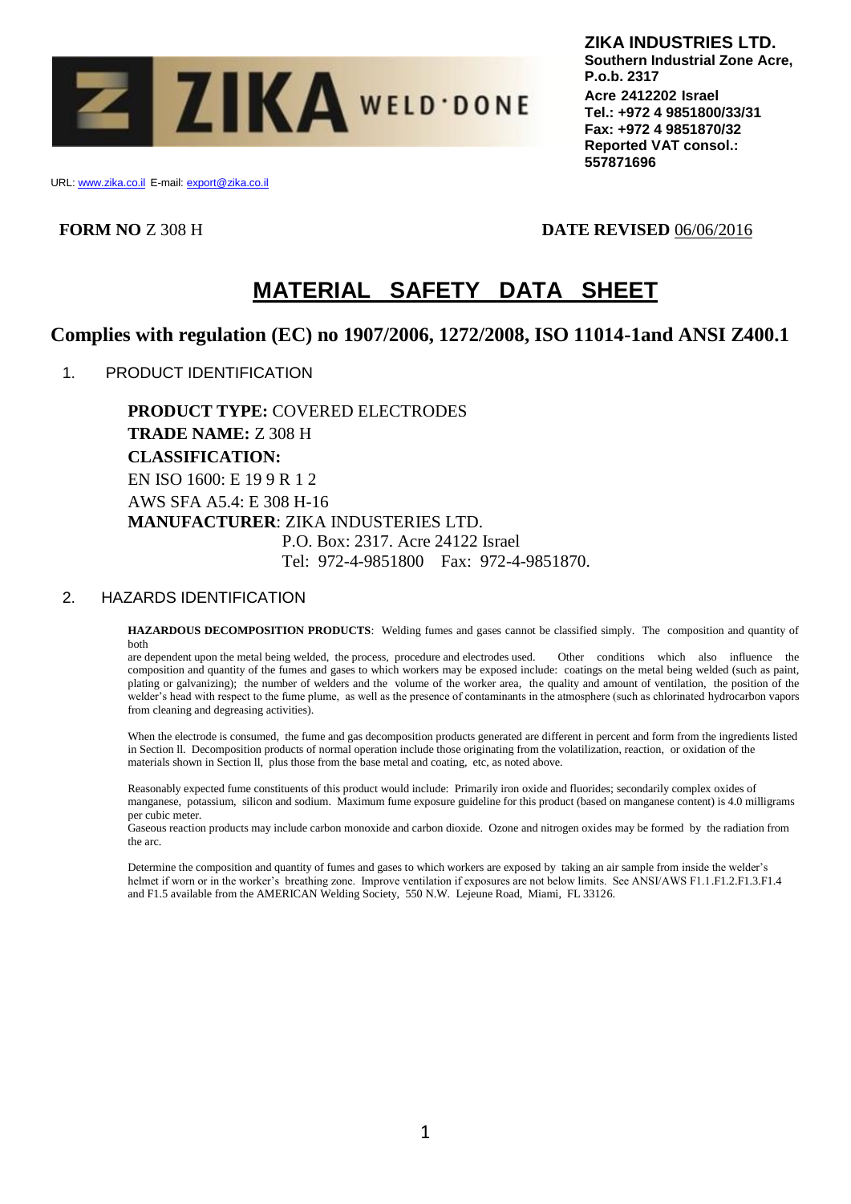**ZIKA INDUSTRIES LTD.**
**Southern Industrial Zone Acre, P.o.b. 2317**
**Acre 2412202 Israel**
**Tel.: +972 4 9851800/33/31**
**Fax: +972 4 9851870/32**
**Reported VAT consol.: 557871696**

URL: www.zika.co.il E-mail: export@zika.co.il

**FORM NO** Z 308 H **DATE REVISED** 06/06/2016

# MATERIAL SAFETY DATA SHEET

## Complies with regulation (EC) no 1907/2006, 1272/2008, ISO 11014-1and ANSI Z400.1

1. PRODUCT IDENTIFICATION

**PRODUCT TYPE:** COVERED ELECTRODES
**TRADE NAME:** Z 308 H
**CLASSIFICATION:**
EN ISO 1600: E 19 9 R 1 2
AWS SFA A5.4: E 308 H-16
**MANUFACTURER**: ZIKA INDUSTERIES LTD.
P.O. Box: 2317. Acre 24122 Israel
Tel: 972-4-9851800 Fax: 972-4-9851870.

2. HAZARDS IDENTIFICATION

**HAZARDOUS DECOMPOSITION PRODUCTS**: Welding fumes and gases cannot be classified simply. The composition and quantity of both are dependent upon the metal being welded, the process, procedure and electrodes used. Other conditions which also influence the composition and quantity of the fumes and gases to which workers may be exposed include: coatings on the metal being welded (such as paint, plating or galvanizing); the number of welders and the volume of the worker area, the quality and amount of ventilation, the position of the welder's head with respect to the fume plume, as well as the presence of contaminants in the atmosphere (such as chlorinated hydrocarbon vapors from cleaning and degreasing activities).

When the electrode is consumed, the fume and gas decomposition products generated are different in percent and form from the ingredients listed in Section ll. Decomposition products of normal operation include those originating from the volatilization, reaction, or oxidation of the materials shown in Section ll, plus those from the base metal and coating, etc, as noted above.

Reasonably expected fume constituents of this product would include: Primarily iron oxide and fluorides; secondarily complex oxides of manganese, potassium, silicon and sodium. Maximum fume exposure guideline for this product (based on manganese content) is 4.0 milligrams per cubic meter.
Gaseous reaction products may include carbon monoxide and carbon dioxide. Ozone and nitrogen oxides may be formed by the radiation from the arc.

Determine the composition and quantity of fumes and gases to which workers are exposed by taking an air sample from inside the welder's helmet if worn or in the worker's breathing zone. Improve ventilation if exposures are not below limits. See ANSI/AWS F1.1.F1.2.F1.3.F1.4 and F1.5 available from the AMERICAN Welding Society, 550 N.W. Lejeune Road, Miami, FL 33126.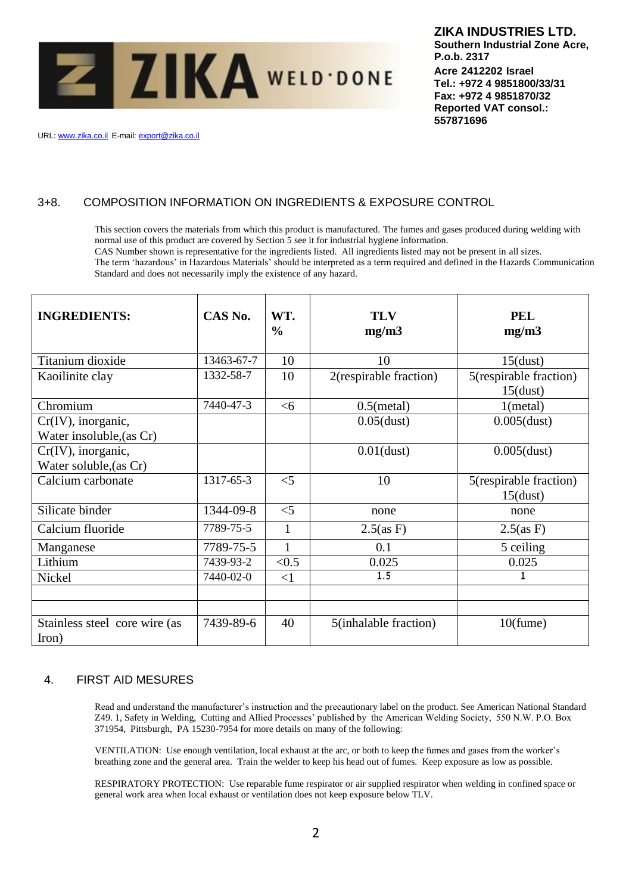**ZIKA INDUSTRIES LTD.**
**Southern Industrial Zone Acre, P.o.b. 2317**
**Acre 2412202 Israel**
**Tel.: +972 4 9851800/33/31**
**Fax: +972 4 9851870/32**
**Reported VAT consol.: 557871696**

URL: www.zika.co.il E-mail: export@zika.co.il

## 3+8. COMPOSITION INFORMATION ON INGREDIENTS & EXPOSURE CONTROL

This section covers the materials from which this product is manufactured. The fumes and gases produced during welding with normal use of this product are covered by Section 5 see it for industrial hygiene information.
CAS Number shown is representative for the ingredients listed. All ingredients listed may not be present in all sizes.
The term 'hazardous' in Hazardous Materials' should be interpreted as a term required and defined in the Hazards Communication Standard and does not necessarily imply the existence of any hazard.

| INGREDIENTS: | CAS No. | WT. % | TLV mg/m3 | PEL mg/m3 |
|---|---|---|---|---|
| Titanium dioxide | 13463-67-7 | 10 | 10 | 15(dust) |
| Kaoilinite clay | 1332-58-7 | 10 | 2(respirable fraction) | 5(respirable fraction) 15(dust) |
| Chromium | 7440-47-3 | <6 | 0.5(metal) | 1(metal) |
| Cr(IV), inorganic, Water insoluble,(as Cr) | | | 0.05(dust) | 0.005(dust) |
| Cr(IV), inorganic, Water soluble,(as Cr) | | | 0.01(dust) | 0.005(dust) |
| Calcium carbonate | 1317-65-3 | <5 | 10 | 5(respirable fraction) 15(dust) |
| Silicate binder | 1344-09-8 | <5 | none | none |
| Calcium fluoride | 7789-75-5 | 1 | 2.5(as F) | 2.5(as F) |
| Manganese | 7789-75-5 | 1 | 0.1 | 5 ceiling |
| Lithium | 7439-93-2 | <0.5 | 0.025 | 0.025 |
| Nickel | 7440-02-0 | <1 | 1.5 | 1 |
| | | | | |
| | | | | |
| Stainless steel core wire (as Iron) | 7439-89-6 | 40 | 5(inhalable fraction) | 10(fume) |

## 4. FIRST AID MESURES

Read and understand the manufacturer's instruction and the precautionary label on the product. See American National Standard Z49. 1, Safety in Welding, Cutting and Allied Processes' published by the American Welding Society, 550 N.W. P.O. Box 371954, Pittsburgh, PA 15230-7954 for more details on many of the following:

VENTILATION: Use enough ventilation, local exhaust at the arc, or both to keep the fumes and gases from the worker's breathing zone and the general area. Train the welder to keep his head out of fumes. Keep exposure as low as possible.

RESPIRATORY PROTECTION: Use reparable fume respirator or air supplied respirator when welding in confined space or general work area when local exhaust or ventilation does not keep exposure below TLV.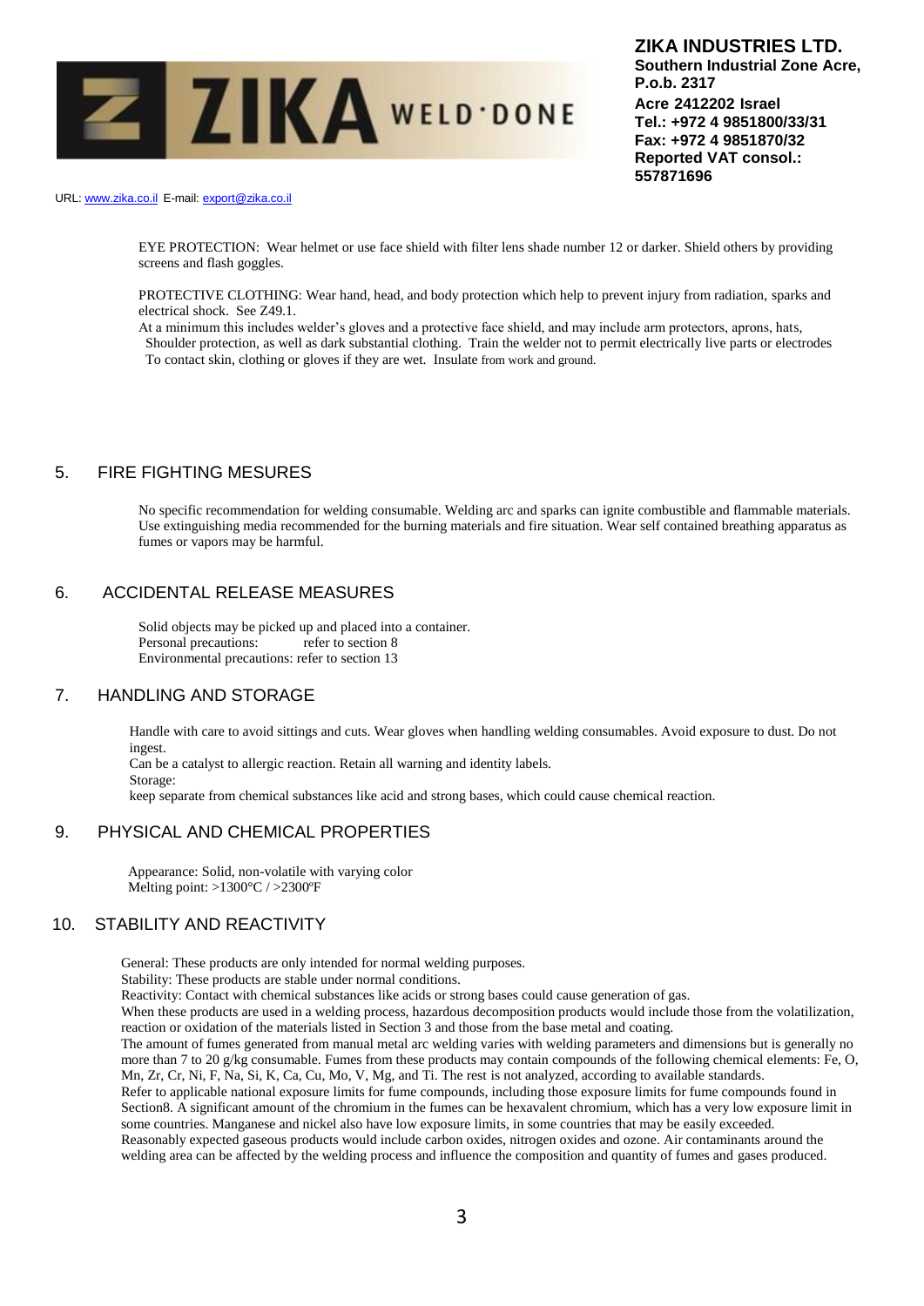EYE PROTECTION: Wear helmet or use face shield with filter lens shade number 12 or darker. Shield others by providing screens and flash goggles.

PROTECTIVE CLOTHING: Wear hand, head, and body protection which help to prevent injury from radiation, sparks and electrical shock. See Z49.1.
At a minimum this includes welder's gloves and a protective face shield, and may include arm protectors, aprons, hats, Shoulder protection, as well as dark substantial clothing. Train the welder not to permit electrically live parts or electrodes To contact skin, clothing or gloves if they are wet. Insulate from work and ground.

## 5. FIRE FIGHTING MESURES

No specific recommendation for welding consumable. Welding arc and sparks can ignite combustible and flammable materials. Use extinguishing media recommended for the burning materials and fire situation. Wear self contained breathing apparatus as fumes or vapors may be harmful.

## 6. ACCIDENTAL RELEASE MEASURES

Solid objects may be picked up and placed into a container.
Personal precautions: refer to section 8
Environmental precautions: refer to section 13

## 7. HANDLING AND STORAGE

Handle with care to avoid sittings and cuts. Wear gloves when handling welding consumables. Avoid exposure to dust. Do not ingest.
Can be a catalyst to allergic reaction. Retain all warning and identity labels.
Storage:
keep separate from chemical substances like acid and strong bases, which could cause chemical reaction.

## 9. PHYSICAL AND CHEMICAL PROPERTIES

Appearance: Solid, non-volatile with varying color
Melting point: >1300°C / >2300ºF

## 10. STABILITY AND REACTIVITY

General: These products are only intended for normal welding purposes.
Stability: These products are stable under normal conditions.
Reactivity: Contact with chemical substances like acids or strong bases could cause generation of gas.
When these products are used in a welding process, hazardous decomposition products would include those from the volatilization, reaction or oxidation of the materials listed in Section 3 and those from the base metal and coating.
The amount of fumes generated from manual metal arc welding varies with welding parameters and dimensions but is generally no more than 7 to 20 g/kg consumable. Fumes from these products may contain compounds of the following chemical elements: Fe, O, Mn, Zr, Cr, Ni, F, Na, Si, K, Ca, Cu, Mo, V, Mg, and Ti. The rest is not analyzed, according to available standards.
Refer to applicable national exposure limits for fume compounds, including those exposure limits for fume compounds found in Section8. A significant amount of the chromium in the fumes can be hexavalent chromium, which has a very low exposure limit in some countries. Manganese and nickel also have low exposure limits, in some countries that may be easily exceeded.
Reasonably expected gaseous products would include carbon oxides, nitrogen oxides and ozone. Air contaminants around the welding area can be affected by the welding process and influence the composition and quantity of fumes and gases produced.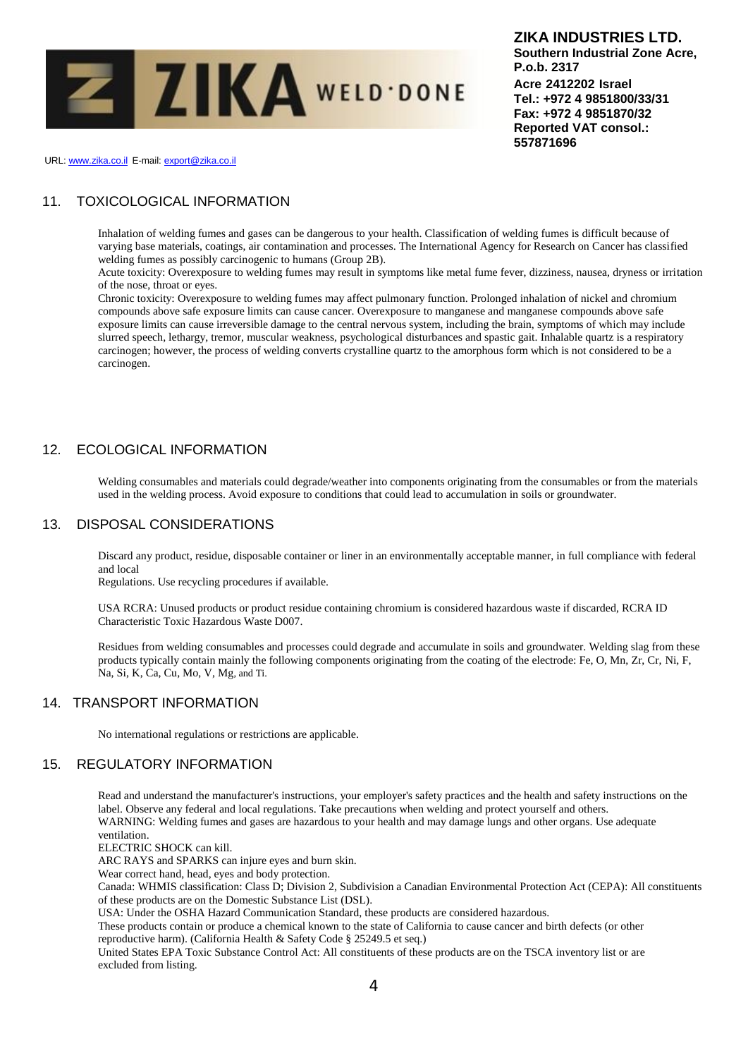## 11. TOXICOLOGICAL INFORMATION

Inhalation of welding fumes and gases can be dangerous to your health. Classification of welding fumes is difficult because of varying base materials, coatings, air contamination and processes. The International Agency for Research on Cancer has classified welding fumes as possibly carcinogenic to humans (Group 2B).

Acute toxicity: Overexposure to welding fumes may result in symptoms like metal fume fever, dizziness, nausea, dryness or irritation of the nose, throat or eyes.

Chronic toxicity: Overexposure to welding fumes may affect pulmonary function. Prolonged inhalation of nickel and chromium compounds above safe exposure limits can cause cancer. Overexposure to manganese and manganese compounds above safe exposure limits can cause irreversible damage to the central nervous system, including the brain, symptoms of which may include slurred speech, lethargy, tremor, muscular weakness, psychological disturbances and spastic gait. Inhalable quartz is a respiratory carcinogen; however, the process of welding converts crystalline quartz to the amorphous form which is not considered to be a carcinogen.

## 12. ECOLOGICAL INFORMATION

Welding consumables and materials could degrade/weather into components originating from the consumables or from the materials used in the welding process. Avoid exposure to conditions that could lead to accumulation in soils or groundwater.

## 13. DISPOSAL CONSIDERATIONS

Discard any product, residue, disposable container or liner in an environmentally acceptable manner, in full compliance with federal and local
Regulations. Use recycling procedures if available.

USA RCRA: Unused products or product residue containing chromium is considered hazardous waste if discarded, RCRA ID Characteristic Toxic Hazardous Waste D007.

Residues from welding consumables and processes could degrade and accumulate in soils and groundwater. Welding slag from these products typically contain mainly the following components originating from the coating of the electrode: Fe, O, Mn, Zr, Cr, Ni, F, Na, Si, K, Ca, Cu, Mo, V, Mg, and Ti.

## 14. TRANSPORT INFORMATION

No international regulations or restrictions are applicable.

## 15. REGULATORY INFORMATION

Read and understand the manufacturer's instructions, your employer's safety practices and the health and safety instructions on the label. Observe any federal and local regulations. Take precautions when welding and protect yourself and others.

WARNING: Welding fumes and gases are hazardous to your health and may damage lungs and other organs. Use adequate ventilation.

ELECTRIC SHOCK can kill.

ARC RAYS and SPARKS can injure eyes and burn skin.

Wear correct hand, head, eyes and body protection.

Canada: WHMIS classification: Class D; Division 2, Subdivision a Canadian Environmental Protection Act (CEPA): All constituents of these products are on the Domestic Substance List (DSL).

USA: Under the OSHA Hazard Communication Standard, these products are considered hazardous.

These products contain or produce a chemical known to the state of California to cause cancer and birth defects (or other reproductive harm). (California Health & Safety Code § 25249.5 et seq.)

United States EPA Toxic Substance Control Act: All constituents of these products are on the TSCA inventory list or are excluded from listing.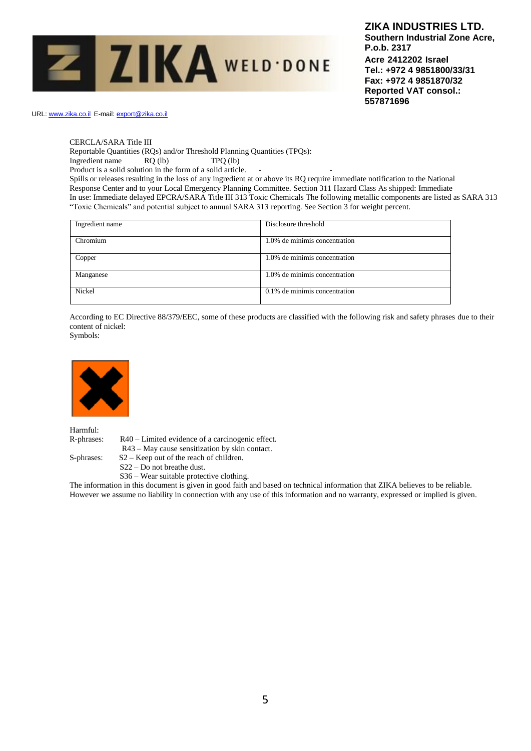CERCLA/SARA Title III

Reportable Quantities (RQs) and/or Threshold Planning Quantities (TPQs):

Ingredient name RQ (lb) TPQ (lb)

Product is a solid solution in the form of a solid article. - -

Spills or releases resulting in the loss of any ingredient at or above its RQ require immediate notification to the National Response Center and to your Local Emergency Planning Committee. Section 311 Hazard Class As shipped: Immediate

In use: Immediate delayed EPCRA/SARA Title III 313 Toxic Chemicals The following metallic components are listed as SARA 313 "Toxic Chemicals" and potential subject to annual SARA 313 reporting. See Section 3 for weight percent.

| Ingredient name | Disclosure threshold |
|---|---|
| Chromium | 1.0% de minimis concentration |
| Copper | 1.0% de minimis concentration |
| Manganese | 1.0% de minimis concentration |
| Nickel | 0.1% de minimis concentration |

According to EC Directive 88/379/EEC, some of these products are classified with the following risk and safety phrases due to their content of nickel:

Symbols:

Harmful:

R-phrases: R40 – Limited evidence of a carcinogenic effect.
R43 – May cause sensitization by skin contact.

S-phrases: S2 – Keep out of the reach of children.
S22 – Do not breathe dust.
S36 – Wear suitable protective clothing.

The information in this document is given in good faith and based on technical information that ZIKA believes to be reliable. However we assume no liability in connection with any use of this information and no warranty, expressed or implied is given.